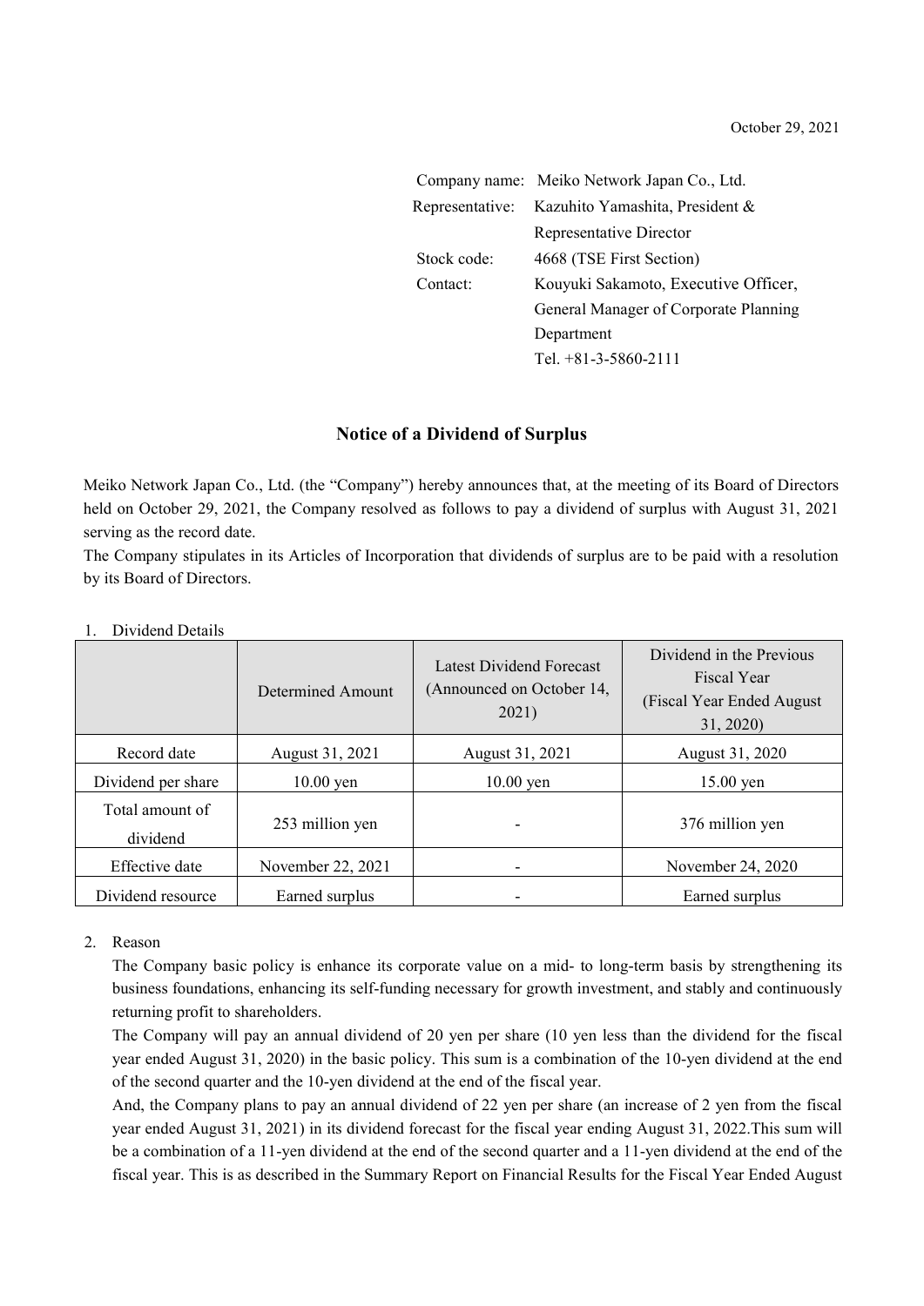October 29, 2021

Company name: Meiko Network Japan Co., Ltd.
Representative: Kazuhito Yamashita, President & Representative Director
Stock code: 4668 (TSE First Section)
Contact: Kouyuki Sakamoto, Executive Officer, General Manager of Corporate Planning Department
Tel. +81-3-5860-2111

## Notice of a Dividend of Surplus

Meiko Network Japan Co., Ltd. (the "Company") hereby announces that, at the meeting of its Board of Directors held on October 29, 2021, the Company resolved as follows to pay a dividend of surplus with August 31, 2021 serving as the record date.
The Company stipulates in its Articles of Incorporation that dividends of surplus are to be paid with a resolution by its Board of Directors.

1. Dividend Details

| | Determined Amount | Latest Dividend Forecast (Announced on October 14, 2021) | Dividend in the Previous Fiscal Year (Fiscal Year Ended August 31, 2020) |
|---|---|---|---|
| Record date | August 31, 2021 | August 31, 2021 | August 31, 2020 |
| Dividend per share | 10.00 yen | 10.00 yen | 15.00 yen |
| Total amount of dividend | 253 million yen | - | 376 million yen |
| Effective date | November 22, 2021 | - | November 24, 2020 |
| Dividend resource | Earned surplus | - | Earned surplus |

2. Reason

The Company basic policy is enhance its corporate value on a mid- to long-term basis by strengthening its business foundations, enhancing its self-funding necessary for growth investment, and stably and continuously returning profit to shareholders.

The Company will pay an annual dividend of 20 yen per share (10 yen less than the dividend for the fiscal year ended August 31, 2020) in the basic policy. This sum is a combination of the 10-yen dividend at the end of the second quarter and the 10-yen dividend at the end of the fiscal year.

And, the Company plans to pay an annual dividend of 22 yen per share (an increase of 2 yen from the fiscal year ended August 31, 2021) in its dividend forecast for the fiscal year ending August 31, 2022.This sum will be a combination of a 11-yen dividend at the end of the second quarter and a 11-yen dividend at the end of the fiscal year. This is as described in the Summary Report on Financial Results for the Fiscal Year Ended August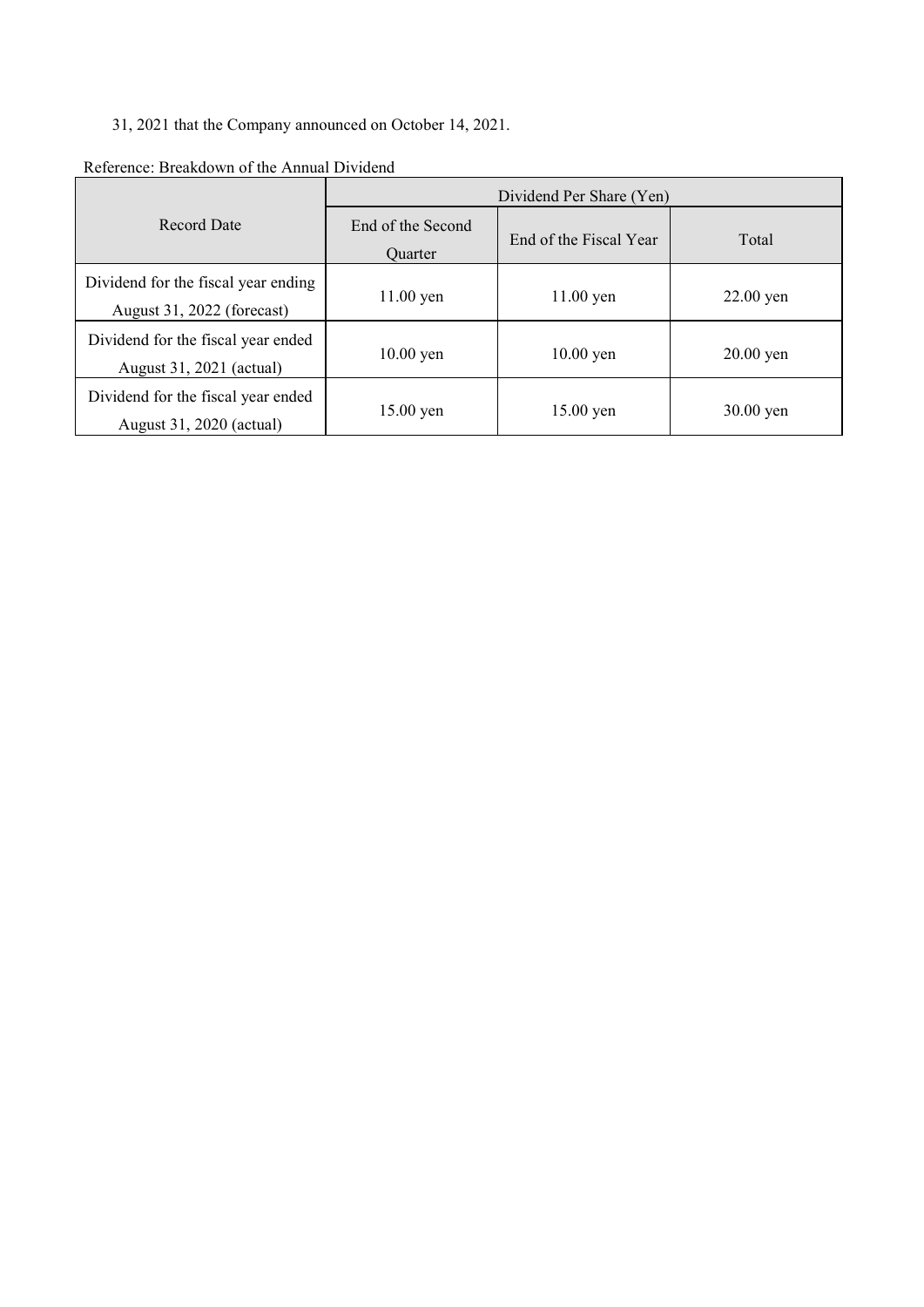31, 2021 that the Company announced on October 14, 2021.

Reference: Breakdown of the Annual Dividend

| Record Date | Dividend Per Share (Yen) | | |
|---|---|---|---|
| | End of the Second Quarter | End of the Fiscal Year | Total |
| Dividend for the fiscal year ending August 31, 2022 (forecast) | 11.00 yen | 11.00 yen | 22.00 yen |
| Dividend for the fiscal year ended August 31, 2021 (actual) | 10.00 yen | 10.00 yen | 20.00 yen |
| Dividend for the fiscal year ended August 31, 2020 (actual) | 15.00 yen | 15.00 yen | 30.00 yen |